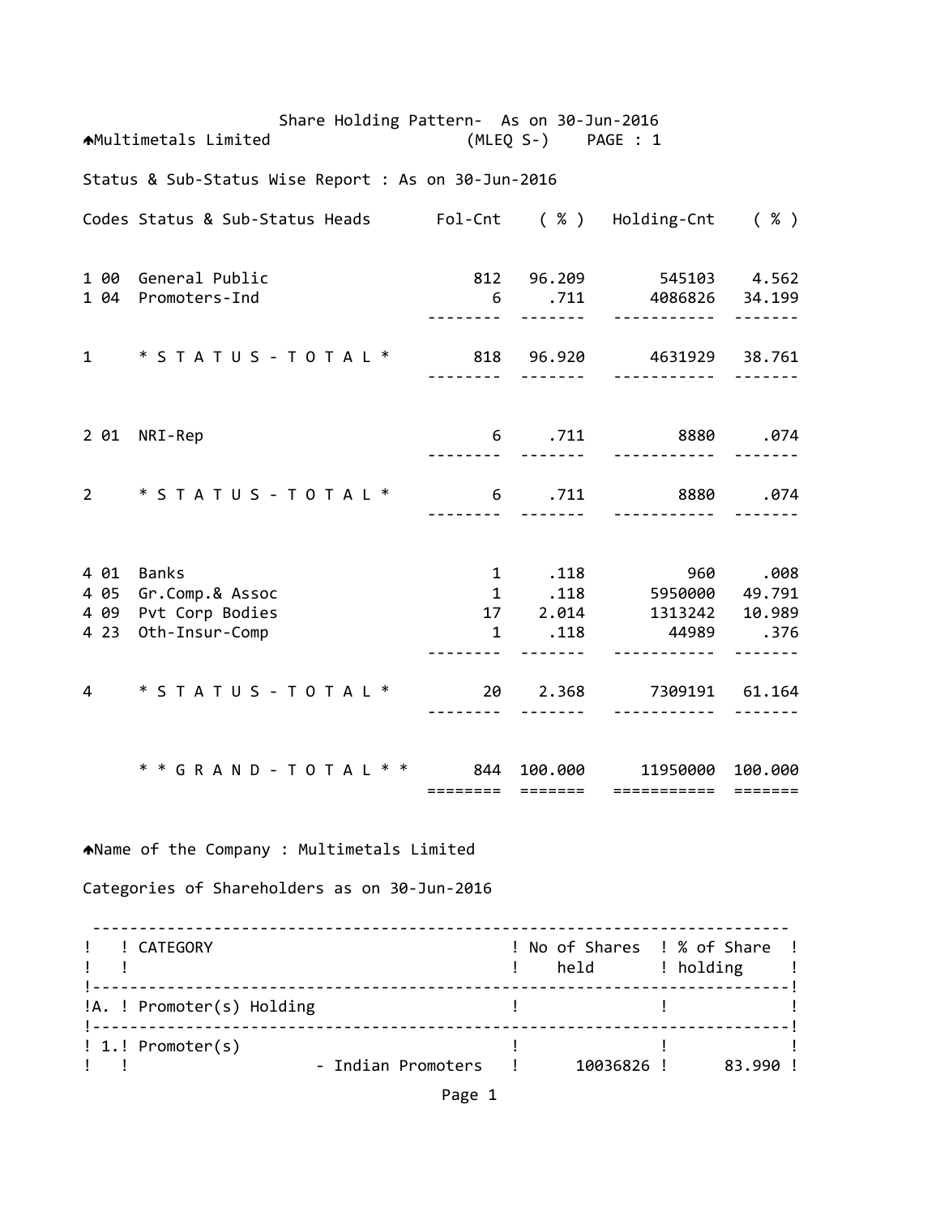Share Holding Pattern- As on 30-Jun-2016

Multimetals Limited (MLEQ S-) PAGE : 1

Status & Sub-Status Wise Report : As on 30-Jun-2016

| Codes | Status & Sub-Status Heads | Fol-Cnt | ( % ) | Holding-Cnt | ( % ) |
|---|---|---|---|---|---|
| 1 00 | General Public | 812 | 96.209 | 545103 | 4.562 |
| 1 04 | Promoters-Ind | 6 | .711 | 4086826 | 34.199 |
| 1 | * S T A T U S - T O T A L * | 818 | 96.920 | 4631929 | 38.761 |
| 2 01 | NRI-Rep | 6 | .711 | 8880 | .074 |
| 2 | * S T A T U S - T O T A L * | 6 | .711 | 8880 | .074 |
| 4 01 | Banks | 1 | .118 | 960 | .008 |
| 4 05 | Gr.Comp.& Assoc | 1 | .118 | 5950000 | 49.791 |
| 4 09 | Pvt Corp Bodies | 17 | 2.014 | 1313242 | 10.989 |
| 4 23 | Oth-Insur-Comp | 1 | .118 | 44989 | .376 |
| 4 | * S T A T U S - T O T A L * | 20 | 2.368 | 7309191 | 61.164 |
| | * * G R A N D - T O T A L * * | 844 | 100.000 | 11950000 | 100.000 |

Name of the Company : Multimetals Limited

Categories of Shareholders as on 30-Jun-2016

| | CATEGORY | No of Shares held | % of Share holding |
|---|---|---|---|
| A. | Promoter(s) Holding | | |
| 1. | Promoter(s) | | |
| | - Indian Promoters | 10036826 | 83.990 |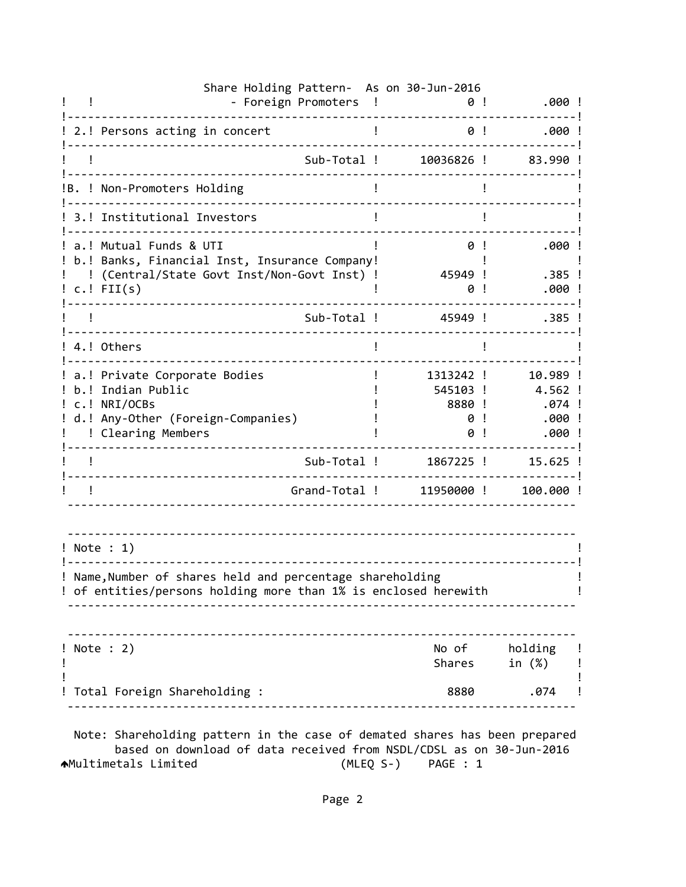Share Holding Pattern- As on 30-Jun-2016

| | | | |
|---|---|---|---|
| | - Foreign Promoters | 0 | .000 |
| 2. | Persons acting in concert | 0 | .000 |
| | Sub-Total | 10036826 | 83.990 |
| B. | Non-Promoters Holding | | |
| 3. | Institutional Investors | | |
| a. | Mutual Funds & UTI | 0 | .000 |
| b. | Banks, Financial Inst, Insurance Company (Central/State Govt Inst/Non-Govt Inst) | 45949 | .385 |
| c. | FII(s) | 0 | .000 |
| | Sub-Total | 45949 | .385 |
| 4. | Others | | |
| a. | Private Corporate Bodies | 1313242 | 10.989 |
| b. | Indian Public | 545103 | 4.562 |
| c. | NRI/OCBs | 8880 | .074 |
| d. | Any-Other (Foreign-Companies) | 0 | .000 |
| | Clearing Members | 0 | .000 |
| | Sub-Total | 1867225 | 15.625 |
| | Grand-Total | 11950000 | 100.000 |

Note : 1)

Name,Number of shares held and percentage shareholding of entities/persons holding more than 1% is enclosed herewith

| Note : 2) | No of Shares | holding in (%) |
|---|---|---|
| Total Foreign Shareholding : | 8880 | .074 |

Note: Shareholding pattern in the case of demated shares has been prepared based on download of data received from NSDL/CDSL as on 30-Jun-2016

Multimetals Limited (MLEQ S-) PAGE : 1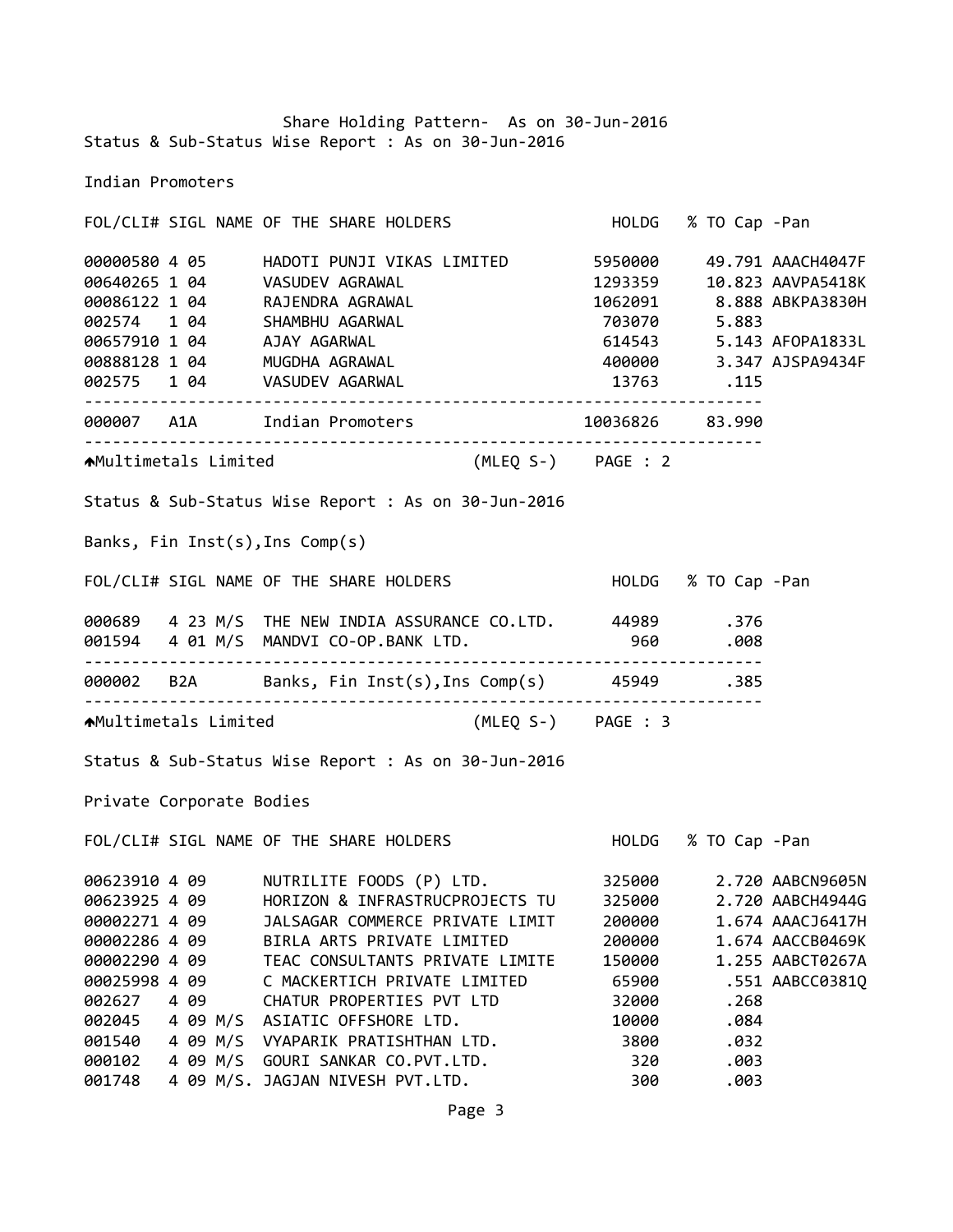Share Holding Pattern- As on 30-Jun-2016

Status & Sub-Status Wise Report : As on 30-Jun-2016

## Indian Promoters

| FOL/CLI# | SIGL | NAME OF THE SHARE HOLDERS | HOLDG | % TO Cap | -Pan |
|---|---|---|---|---|---|
| 00000580 | 4 05 | HADOTI PUNJI VIKAS LIMITED | 5950000 | 49.791 | AAACH4047F |
| 00640265 | 1 04 | VASUDEV AGRAWAL | 1293359 | 10.823 | AAVPA5418K |
| 00086122 | 1 04 | RAJENDRA AGRAWAL | 1062091 | 8.888 | ABKPA3830H |
| 002574 | 1 04 | SHAMBHU AGARWAL | 703070 | 5.883 | |
| 00657910 | 1 04 | AJAY AGARWAL | 614543 | 5.143 | AFOPA1833L |
| 00888128 | 1 04 | MUGDHA AGRAWAL | 400000 | 3.347 | AJSPA9434F |
| 002575 | 1 04 | VASUDEV AGARWAL | 13763 | .115 | |
| 000007 | A1A | Indian Promoters | 10036826 | 83.990 | |

Multimetals Limited (MLEQ S-) PAGE : 2

Status & Sub-Status Wise Report : As on 30-Jun-2016

## Banks, Fin Inst(s),Ins Comp(s)

| FOL/CLI# | SIGL | NAME OF THE SHARE HOLDERS | HOLDG | % TO Cap | -Pan |
|---|---|---|---|---|---|
| 000689 | 4 23 | M/S THE NEW INDIA ASSURANCE CO.LTD. | 44989 | .376 | |
| 001594 | 4 01 | M/S MANDVI CO-OP.BANK LTD. | 960 | .008 | |
| 000002 | B2A | Banks, Fin Inst(s),Ins Comp(s) | 45949 | .385 | |

Multimetals Limited (MLEQ S-) PAGE : 3

Status & Sub-Status Wise Report : As on 30-Jun-2016

## Private Corporate Bodies

| FOL/CLI# | SIGL | NAME OF THE SHARE HOLDERS | HOLDG | % TO Cap | -Pan |
|---|---|---|---|---|---|
| 00623910 | 4 09 | NUTRILITE FOODS (P) LTD. | 325000 | 2.720 | AABCN9605N |
| 00623925 | 4 09 | HORIZON & INFRASTRUCPROJECTS TU | 325000 | 2.720 | AABCH4944G |
| 00002271 | 4 09 | JALSAGAR COMMERCE PRIVATE LIMIT | 200000 | 1.674 | AAACJ6417H |
| 00002286 | 4 09 | BIRLA ARTS PRIVATE LIMITED | 200000 | 1.674 | AACCB0469K |
| 00002290 | 4 09 | TEAC CONSULTANTS PRIVATE LIMITE | 150000 | 1.255 | AABCT0267A |
| 00025998 | 4 09 | C MACKERTICH PRIVATE LIMITED | 65900 | .551 | AABCC0381Q |
| 002627 | 4 09 | CHATUR PROPERTIES PVT LTD | 32000 | .268 | |
| 002045 | 4 09 | M/S ASIATIC OFFSHORE LTD. | 10000 | .084 | |
| 001540 | 4 09 | M/S VYAPARIK PRATISHTHAN LTD. | 3800 | .032 | |
| 000102 | 4 09 | M/S GOURI SANKAR CO.PVT.LTD. | 320 | .003 | |
| 001748 | 4 09 | M/S. JAGJAN NIVESH PVT.LTD. | 300 | .003 | |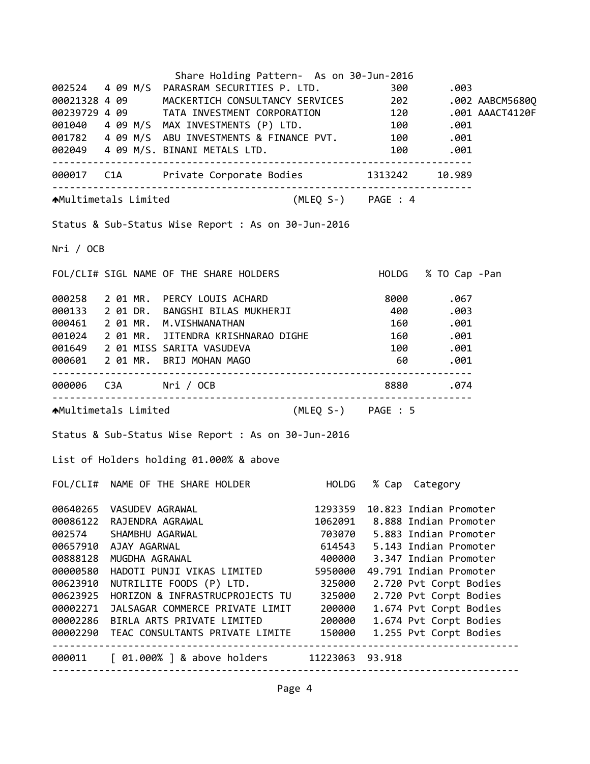Share Holding Pattern- As on 30-Jun-2016

| FOL/CLI# | SIGL | NAME OF THE SHARE HOLDERS | HOLDG | % TO Cap | -Pan |
|---|---|---|---|---|---|
| 002524 | 4 09 | M/S PARASRAM SECURITIES P. LTD. | 300 | .003 | |
| 00021328 | 4 09 | MACKERTICH CONSULTANCY SERVICES | 202 | .002 | AABCM5680Q |
| 00239729 | 4 09 | TATA INVESTMENT CORPORATION | 120 | .001 | AAACT4120F |
| 001040 | 4 09 | M/S MAX INVESTMENTS (P) LTD. | 100 | .001 | |
| 001782 | 4 09 | M/S ABU INVESTMENTS & FINANCE PVT. | 100 | .001 | |
| 002049 | 4 09 | M/S. BINANI METALS LTD. | 100 | .001 | |
| 000017 | C1A | Private Corporate Bodies | 1313242 | 10.989 | |

Multimetals Limited (MLEQ S-) PAGE : 4

Status & Sub-Status Wise Report : As on 30-Jun-2016

Nri / OCB

| FOL/CLI# | SIGL | NAME OF THE SHARE HOLDERS | HOLDG | % TO Cap | -Pan |
|---|---|---|---|---|---|
| 000258 | 2 01 | MR. PERCY LOUIS ACHARD | 8000 | .067 | |
| 000133 | 2 01 | DR. BANGSHI BILAS MUKHERJI | 400 | .003 | |
| 000461 | 2 01 | MR. M.VISHWANATHAN | 160 | .001 | |
| 001024 | 2 01 | MR. JITENDRA KRISHNARAO DIGHE | 160 | .001 | |
| 001649 | 2 01 | MISS SARITA VASUDEVA | 100 | .001 | |
| 000601 | 2 01 | MR. BRIJ MOHAN MAGO | 60 | .001 | |
| 000006 | C3A | Nri / OCB | 8880 | .074 | |

Multimetals Limited (MLEQ S-) PAGE : 5

Status & Sub-Status Wise Report : As on 30-Jun-2016

List of Holders holding 01.000% & above

| FOL/CLI# | NAME OF THE SHARE HOLDER | HOLDG | % Cap | Category |
|---|---|---|---|---|
| 00640265 | VASUDEV AGRAWAL | 1293359 | 10.823 | Indian Promoter |
| 00086122 | RAJENDRA AGRAWAL | 1062091 | 8.888 | Indian Promoter |
| 002574 | SHAMBHU AGARWAL | 703070 | 5.883 | Indian Promoter |
| 00657910 | AJAY AGARWAL | 614543 | 5.143 | Indian Promoter |
| 00888128 | MUGDHA AGRAWAL | 400000 | 3.347 | Indian Promoter |
| 00000580 | HADOTI PUNJI VIKAS LIMITED | 5950000 | 49.791 | Indian Promoter |
| 00623910 | NUTRILITE FOODS (P) LTD. | 325000 | 2.720 | Pvt Corpt Bodies |
| 00623925 | HORIZON & INFRASTRUCPROJECTS TU | 325000 | 2.720 | Pvt Corpt Bodies |
| 00002271 | JALSAGAR COMMERCE PRIVATE LIMIT | 200000 | 1.674 | Pvt Corpt Bodies |
| 00002286 | BIRLA ARTS PRIVATE LIMITED | 200000 | 1.674 | Pvt Corpt Bodies |
| 00002290 | TEAC CONSULTANTS PRIVATE LIMITE | 150000 | 1.255 | Pvt Corpt Bodies |
| 000011 | [ 01.000% ] & above holders | 11223063 | 93.918 | |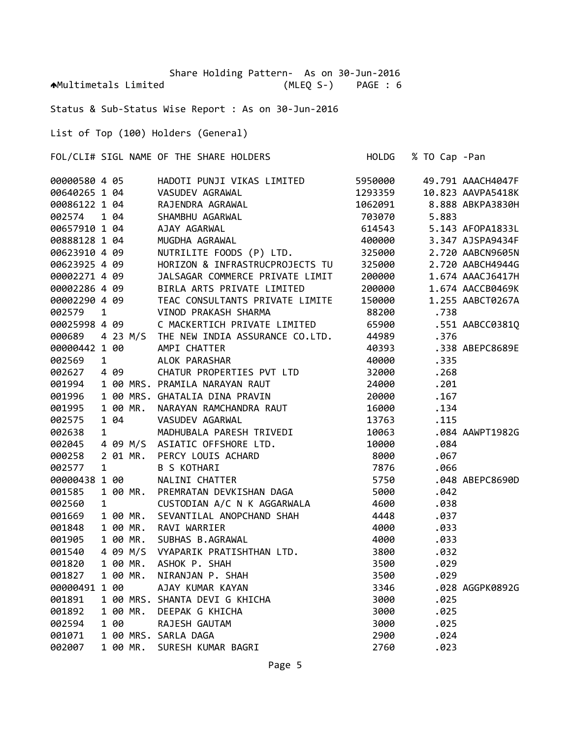Share Holding Pattern- As on 30-Jun-2016

Multimetals Limited (MLEQ S-) PAGE : 6

Status & Sub-Status Wise Report : As on 30-Jun-2016

List of Top (100) Holders (General)

| FOL/CLI# | SIGL | | NAME OF THE SHARE HOLDERS | HOLDG | % TO Cap | -Pan |
|---|---|---|---|---|---|---|
| 00000580 | 4 05 | | HADOTI PUNJI VIKAS LIMITED | 5950000 | 49.791 | AAACH4047F |
| 00640265 | 1 04 | | VASUDEV AGRAWAL | 1293359 | 10.823 | AAVPA5418K |
| 00086122 | 1 04 | | RAJENDRA AGRAWAL | 1062091 | 8.888 | ABKPA3830H |
| 002574 | 1 04 | | SHAMBHU AGARWAL | 703070 | 5.883 | |
| 00657910 | 1 04 | | AJAY AGARWAL | 614543 | 5.143 | AFOPA1833L |
| 00888128 | 1 04 | | MUGDHA AGRAWAL | 400000 | 3.347 | AJSPA9434F |
| 00623910 | 4 09 | | NUTRILITE FOODS (P) LTD. | 325000 | 2.720 | AABCN9605N |
| 00623925 | 4 09 | | HORIZON & INFRASTRUCPROJECTS TU | 325000 | 2.720 | AABCH4944G |
| 00002271 | 4 09 | | JALSAGAR COMMERCE PRIVATE LIMIT | 200000 | 1.674 | AAACJ6417H |
| 00002286 | 4 09 | | BIRLA ARTS PRIVATE LIMITED | 200000 | 1.674 | AACCB0469K |
| 00002290 | 4 09 | | TEAC CONSULTANTS PRIVATE LIMITE | 150000 | 1.255 | AABCT0267A |
| 002579 | 1 | | VINOD PRAKASH SHARMA | 88200 | .738 | |
| 00025998 | 4 09 | | C MACKERTICH PRIVATE LIMITED | 65900 | .551 | AABCC0381Q |
| 000689 | 4 23 | M/S | THE NEW INDIA ASSURANCE CO.LTD. | 44989 | .376 | |
| 00000442 | 1 00 | | AMPI CHATTER | 40393 | .338 | ABEPC8689E |
| 002569 | 1 | | ALOK PARASHAR | 40000 | .335 | |
| 002627 | 4 09 | | CHATUR PROPERTIES PVT LTD | 32000 | .268 | |
| 001994 | 1 00 | MRS. | PRAMILA NARAYAN RAUT | 24000 | .201 | |
| 001996 | 1 00 | MRS. | GHATALIA DINA PRAVIN | 20000 | .167 | |
| 001995 | 1 00 | MR. | NARAYAN RAMCHANDRA RAUT | 16000 | .134 | |
| 002575 | 1 04 | | VASUDEV AGARWAL | 13763 | .115 | |
| 002638 | 1 | | MADHUBALA PARESH TRIVEDI | 10063 | .084 | AAWPT1982G |
| 002045 | 4 09 | M/S | ASIATIC OFFSHORE LTD. | 10000 | .084 | |
| 000258 | 2 01 | MR. | PERCY LOUIS ACHARD | 8000 | .067 | |
| 002577 | 1 | | B S KOTHARI | 7876 | .066 | |
| 00000438 | 1 00 | | NALINI CHATTER | 5750 | .048 | ABEPC8690D |
| 001585 | 1 00 | MR. | PREMRATAN DEVKISHAN DAGA | 5000 | .042 | |
| 002560 | 1 | | CUSTODIAN A/C N K AGGARWALA | 4600 | .038 | |
| 001669 | 1 00 | MR. | SEVANTILAL ANOPCHAND SHAH | 4448 | .037 | |
| 001848 | 1 00 | MR. | RAVI WARRIER | 4000 | .033 | |
| 001905 | 1 00 | MR. | SUBHAS B.AGRAWAL | 4000 | .033 | |
| 001540 | 4 09 | M/S | VYAPARIK PRATISHTHAN LTD. | 3800 | .032 | |
| 001820 | 1 00 | MR. | ASHOK P. SHAH | 3500 | .029 | |
| 001827 | 1 00 | MR. | NIRANJAN P. SHAH | 3500 | .029 | |
| 00000491 | 1 00 | | AJAY KUMAR KAYAN | 3346 | .028 | AGGPK0892G |
| 001891 | 1 00 | MRS. | SHANTA DEVI G KHICHA | 3000 | .025 | |
| 001892 | 1 00 | MR. | DEEPAK G KHICHA | 3000 | .025 | |
| 002594 | 1 00 | | RAJESH GAUTAM | 3000 | .025 | |
| 001071 | 1 00 | MRS. | SARLA DAGA | 2900 | .024 | |
| 002007 | 1 00 | MR. | SURESH KUMAR BAGRI | 2760 | .023 | |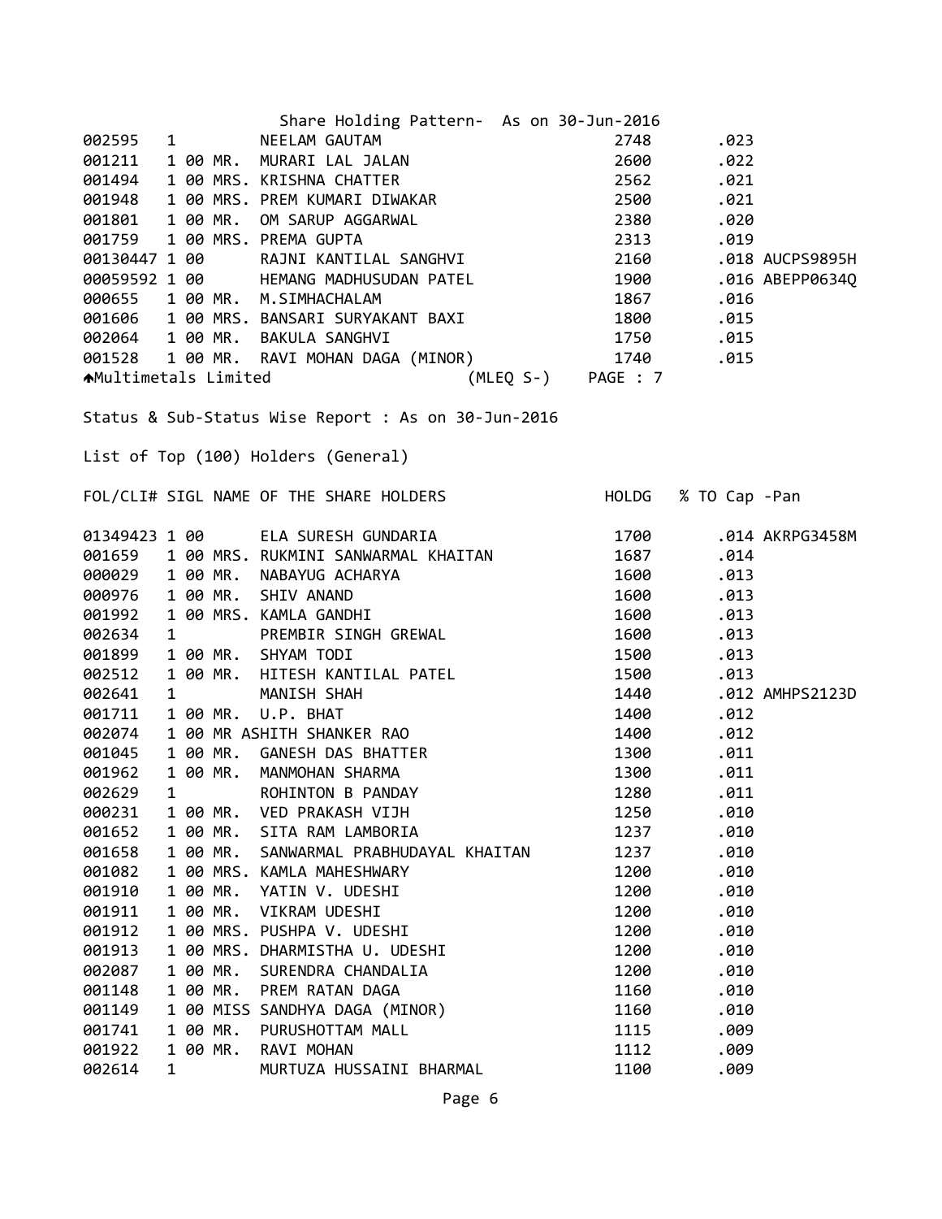Share Holding Pattern- As on 30-Jun-2016

| FOL/CLI# | SIGL | NAME OF THE SHARE HOLDERS | HOLDG | % TO Cap | -Pan |
|---|---|---|---|---|---|
| 002595 | 1 | NEELAM GAUTAM | 2748 | .023 | |
| 001211 | 1 00 | MR. MURARI LAL JALAN | 2600 | .022 | |
| 001494 | 1 00 | MRS. KRISHNA CHATTER | 2562 | .021 | |
| 001948 | 1 00 | MRS. PREM KUMARI DIWAKAR | 2500 | .021 | |
| 001801 | 1 00 | MR. OM SARUP AGGARWAL | 2380 | .020 | |
| 001759 | 1 00 | MRS. PREMA GUPTA | 2313 | .019 | |
| 00130447 | 1 00 | RAJNI KANTILAL SANGHVI | 2160 | .018 | AUCPS9895H |
| 00059592 | 1 00 | HEMANG MADHUSUDAN PATEL | 1900 | .016 | ABEPP0634Q |
| 000655 | 1 00 | MR. M.SIMHACHALAM | 1867 | .016 | |
| 001606 | 1 00 | MRS. BANSARI SURYAKANT BAXI | 1800 | .015 | |
| 002064 | 1 00 | MR. BAKULA SANGHVI | 1750 | .015 | |
| 001528 | 1 00 | MR. RAVI MOHAN DAGA (MINOR) | 1740 | .015 | |

Multimetals Limited (MLEQ S-) PAGE : 7

Status & Sub-Status Wise Report : As on 30-Jun-2016

List of Top (100) Holders (General)

| FOL/CLI# | SIGL | NAME OF THE SHARE HOLDERS | HOLDG | % TO Cap | -Pan |
|---|---|---|---|---|---|
| 01349423 | 1 00 | ELA SURESH GUNDARIA | 1700 | .014 | AKRPG3458M |
| 001659 | 1 00 | MRS. RUKMINI SANWARMAL KHAITAN | 1687 | .014 | |
| 000029 | 1 00 | MR. NABAYUG ACHARYA | 1600 | .013 | |
| 000976 | 1 00 | MR. SHIV ANAND | 1600 | .013 | |
| 001992 | 1 00 | MRS. KAMLA GANDHI | 1600 | .013 | |
| 002634 | 1 | PREMBIR SINGH GREWAL | 1600 | .013 | |
| 001899 | 1 00 | MR. SHYAM TODI | 1500 | .013 | |
| 002512 | 1 00 | MR. HITESH KANTILAL PATEL | 1500 | .013 | |
| 002641 | 1 | MANISH SHAH | 1440 | .012 | AMHPS2123D |
| 001711 | 1 00 | MR. U.P. BHAT | 1400 | .012 | |
| 002074 | 1 00 | MR ASHITH SHANKER RAO | 1400 | .012 | |
| 001045 | 1 00 | MR. GANESH DAS BHATTER | 1300 | .011 | |
| 001962 | 1 00 | MR. MANMOHAN SHARMA | 1300 | .011 | |
| 002629 | 1 | ROHINTON B PANDAY | 1280 | .011 | |
| 000231 | 1 00 | MR. VED PRAKASH VIJH | 1250 | .010 | |
| 001652 | 1 00 | MR. SITA RAM LAMBORIA | 1237 | .010 | |
| 001658 | 1 00 | MR. SANWARMAL PRABHUDAYAL KHAITAN | 1237 | .010 | |
| 001082 | 1 00 | MRS. KAMLA MAHESHWARY | 1200 | .010 | |
| 001910 | 1 00 | MR. YATIN V. UDESHI | 1200 | .010 | |
| 001911 | 1 00 | MR. VIKRAM UDESHI | 1200 | .010 | |
| 001912 | 1 00 | MRS. PUSHPA V. UDESHI | 1200 | .010 | |
| 001913 | 1 00 | MRS. DHARMISTHA U. UDESHI | 1200 | .010 | |
| 002087 | 1 00 | MR. SURENDRA CHANDALIA | 1200 | .010 | |
| 001148 | 1 00 | MR. PREM RATAN DAGA | 1160 | .010 | |
| 001149 | 1 00 | MISS SANDHYA DAGA (MINOR) | 1160 | .010 | |
| 001741 | 1 00 | MR. PURUSHOTTAM MALL | 1115 | .009 | |
| 001922 | 1 00 | MR. RAVI MOHAN | 1112 | .009 | |
| 002614 | 1 | MURTUZA HUSSAINI BHARMAL | 1100 | .009 | |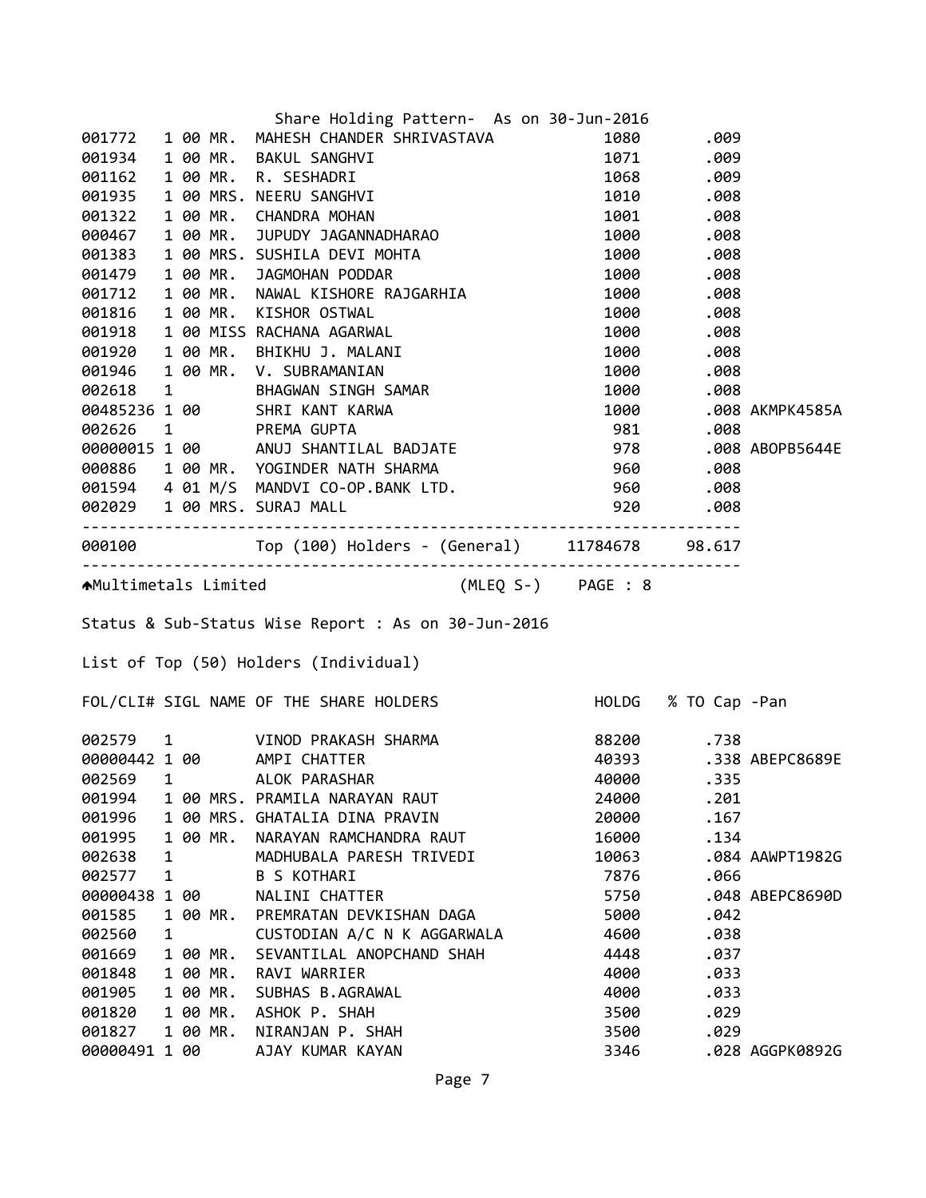Share Holding Pattern- As on 30-Jun-2016

| FOL/CLI# | SIGL | | NAME OF THE SHARE HOLDERS | HOLDG | % TO Cap | -Pan |
|---|---|---|---|---|---|---|
| 001772 | 1 00 | MR. | MAHESH CHANDER SHRIVASTAVA | 1080 | .009 | |
| 001934 | 1 00 | MR. | BAKUL SANGHVI | 1071 | .009 | |
| 001162 | 1 00 | MR. | R. SESHADRI | 1068 | .009 | |
| 001935 | 1 00 | MRS. | NEERU SANGHVI | 1010 | .008 | |
| 001322 | 1 00 | MR. | CHANDRA MOHAN | 1001 | .008 | |
| 000467 | 1 00 | MR. | JUPUDY JAGANNADHARAO | 1000 | .008 | |
| 001383 | 1 00 | MRS. | SUSHILA DEVI MOHTA | 1000 | .008 | |
| 001479 | 1 00 | MR. | JAGMOHAN PODDAR | 1000 | .008 | |
| 001712 | 1 00 | MR. | NAWAL KISHORE RAJGARHIA | 1000 | .008 | |
| 001816 | 1 00 | MR. | KISHOR OSTWAL | 1000 | .008 | |
| 001918 | 1 00 | MISS | RACHANA AGARWAL | 1000 | .008 | |
| 001920 | 1 00 | MR. | BHIKHU J. MALANI | 1000 | .008 | |
| 001946 | 1 00 | MR. | V. SUBRAMANIAN | 1000 | .008 | |
| 002618 | 1 | | BHAGWAN SINGH SAMAR | 1000 | .008 | |
| 00485236 | 1 00 | | SHRI KANT KARWA | 1000 | .008 | AKMPK4585A |
| 002626 | 1 | | PREMA GUPTA | 981 | .008 | |
| 00000015 | 1 00 | | ANUJ SHANTILAL BADJATE | 978 | .008 | ABOPB5644E |
| 000886 | 1 00 | MR. | YOGINDER NATH SHARMA | 960 | .008 | |
| 001594 | 4 01 | M/S | MANDVI CO-OP.BANK LTD. | 960 | .008 | |
| 002029 | 1 00 | MRS. | SURAJ MALL | 920 | .008 | |
| 000100 | | | Top (100) Holders - (General) | 11784678 | 98.617 | |

Multimetals Limited (MLEQ S-) PAGE : 8

Status & Sub-Status Wise Report : As on 30-Jun-2016

List of Top (50) Holders (Individual)

| FOL/CLI# | SIGL | | NAME OF THE SHARE HOLDERS | HOLDG | % TO Cap | -Pan |
|---|---|---|---|---|---|---|
| 002579 | 1 | | VINOD PRAKASH SHARMA | 88200 | .738 | |
| 00000442 | 1 00 | | AMPI CHATTER | 40393 | .338 | ABEPC8689E |
| 002569 | 1 | | ALOK PARASHAR | 40000 | .335 | |
| 001994 | 1 00 | MRS. | PRAMILA NARAYAN RAUT | 24000 | .201 | |
| 001996 | 1 00 | MRS. | GHATALIA DINA PRAVIN | 20000 | .167 | |
| 001995 | 1 00 | MR. | NARAYAN RAMCHANDRA RAUT | 16000 | .134 | |
| 002638 | 1 | | MADHUBALA PARESH TRIVEDI | 10063 | .084 | AAWPT1982G |
| 002577 | 1 | | B S KOTHARI | 7876 | .066 | |
| 00000438 | 1 00 | | NALINI CHATTER | 5750 | .048 | ABEPC8690D |
| 001585 | 1 00 | MR. | PREMRATAN DEVKISHAN DAGA | 5000 | .042 | |
| 002560 | 1 | | CUSTODIAN A/C N K AGGARWALA | 4600 | .038 | |
| 001669 | 1 00 | MR. | SEVANTILAL ANOPCHAND SHAH | 4448 | .037 | |
| 001848 | 1 00 | MR. | RAVI WARRIER | 4000 | .033 | |
| 001905 | 1 00 | MR. | SUBHAS B.AGRAWAL | 4000 | .033 | |
| 001820 | 1 00 | MR. | ASHOK P. SHAH | 3500 | .029 | |
| 001827 | 1 00 | MR. | NIRANJAN P. SHAH | 3500 | .029 | |
| 00000491 | 1 00 | | AJAY KUMAR KAYAN | 3346 | .028 | AGGPK0892G |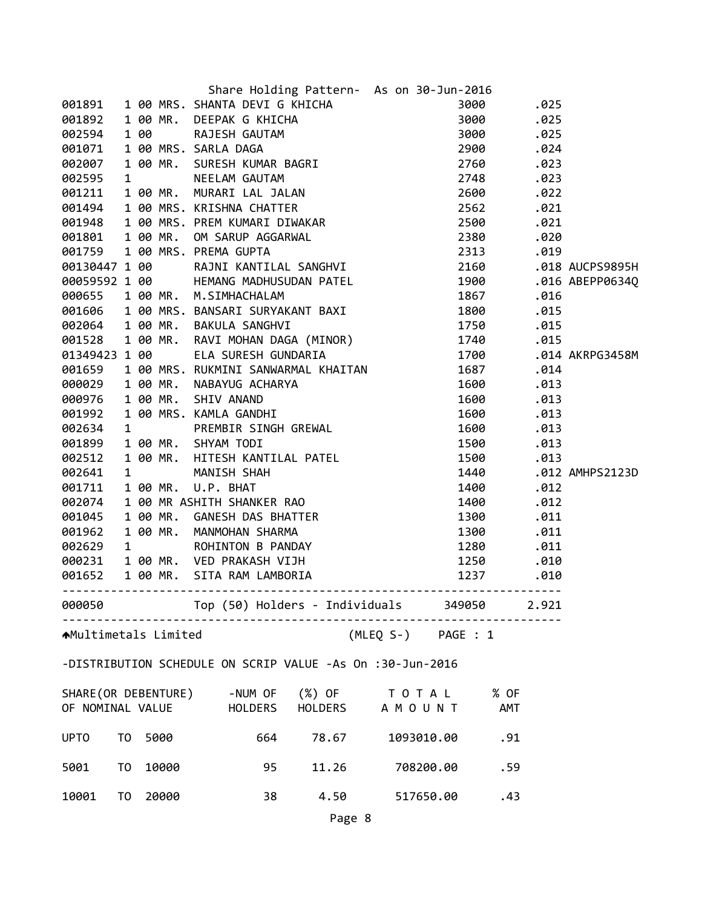Share Holding Pattern- As on 30-Jun-2016

| Folio | | | Name | Shares | % | PAN |
|---|---|---|---|---|---|---|
| 001891 | 1 00 | MRS. | SHANTA DEVI G KHICHA | 3000 | .025 | |
| 001892 | 1 00 | MR. | DEEPAK G KHICHA | 3000 | .025 | |
| 002594 | 1 00 | | RAJESH GAUTAM | 3000 | .025 | |
| 001071 | 1 00 | MRS. | SARLA DAGA | 2900 | .024 | |
| 002007 | 1 00 | MR. | SURESH KUMAR BAGRI | 2760 | .023 | |
| 002595 | 1 | | NEELAM GAUTAM | 2748 | .023 | |
| 001211 | 1 00 | MR. | MURARI LAL JALAN | 2600 | .022 | |
| 001494 | 1 00 | MRS. | KRISHNA CHATTER | 2562 | .021 | |
| 001948 | 1 00 | MRS. | PREM KUMARI DIWAKAR | 2500 | .021 | |
| 001801 | 1 00 | MR. | OM SARUP AGGARWAL | 2380 | .020 | |
| 001759 | 1 00 | MRS. | PREMA GUPTA | 2313 | .019 | |
| 00130447 | 1 00 | | RAJNI KANTILAL SANGHVI | 2160 | .018 | AUCPS9895H |
| 00059592 | 1 00 | | HEMANG MADHUSUDAN PATEL | 1900 | .016 | ABEPP0634Q |
| 000655 | 1 00 | MR. | M.SIMHACHALAM | 1867 | .016 | |
| 001606 | 1 00 | MRS. | BANSARI SURYAKANT BAXI | 1800 | .015 | |
| 002064 | 1 00 | MR. | BAKULA SANGHVI | 1750 | .015 | |
| 001528 | 1 00 | MR. | RAVI MOHAN DAGA (MINOR) | 1740 | .015 | |
| 01349423 | 1 00 | | ELA SURESH GUNDARIA | 1700 | .014 | AKRPG3458M |
| 001659 | 1 00 | MRS. | RUKMINI SANWARMAL KHAITAN | 1687 | .014 | |
| 000029 | 1 00 | MR. | NABAYUG ACHARYA | 1600 | .013 | |
| 000976 | 1 00 | MR. | SHIV ANAND | 1600 | .013 | |
| 001992 | 1 00 | MRS. | KAMLA GANDHI | 1600 | .013 | |
| 002634 | 1 | | PREMBIR SINGH GREWAL | 1600 | .013 | |
| 001899 | 1 00 | MR. | SHYAM TODI | 1500 | .013 | |
| 002512 | 1 00 | MR. | HITESH KANTILAL PATEL | 1500 | .013 | |
| 002641 | 1 | | MANISH SHAH | 1440 | .012 | AMHPS2123D |
| 001711 | 1 00 | MR. | U.P. BHAT | 1400 | .012 | |
| 002074 | 1 00 | MR | ASHITH SHANKER RAO | 1400 | .012 | |
| 001045 | 1 00 | MR. | GANESH DAS BHATTER | 1300 | .011 | |
| 001962 | 1 00 | MR. | MANMOHAN SHARMA | 1300 | .011 | |
| 002629 | 1 | | ROHINTON B PANDAY | 1280 | .011 | |
| 000231 | 1 00 | MR. | VED PRAKASH VIJH | 1250 | .010 | |
| 001652 | 1 00 | MR. | SITA RAM LAMBORIA | 1237 | .010 | |
| 000050 | | | Top (50) Holders - Individuals | 349050 | 2.921 | |

Multimetals Limited (MLEQ S-) PAGE : 1

-DISTRIBUTION SCHEDULE ON SCRIP VALUE -As On :30-Jun-2016

| SHARE(OR DEBENTURE) OF NOMINAL VALUE | -NUM OF HOLDERS | (%) OF HOLDERS | T O T A L A M O U N T | % OF AMT |
|---|---|---|---|---|
| UPTO TO 5000 | 664 | 78.67 | 1093010.00 | .91 |
| 5001 TO 10000 | 95 | 11.26 | 708200.00 | .59 |
| 10001 TO 20000 | 38 | 4.50 | 517650.00 | .43 |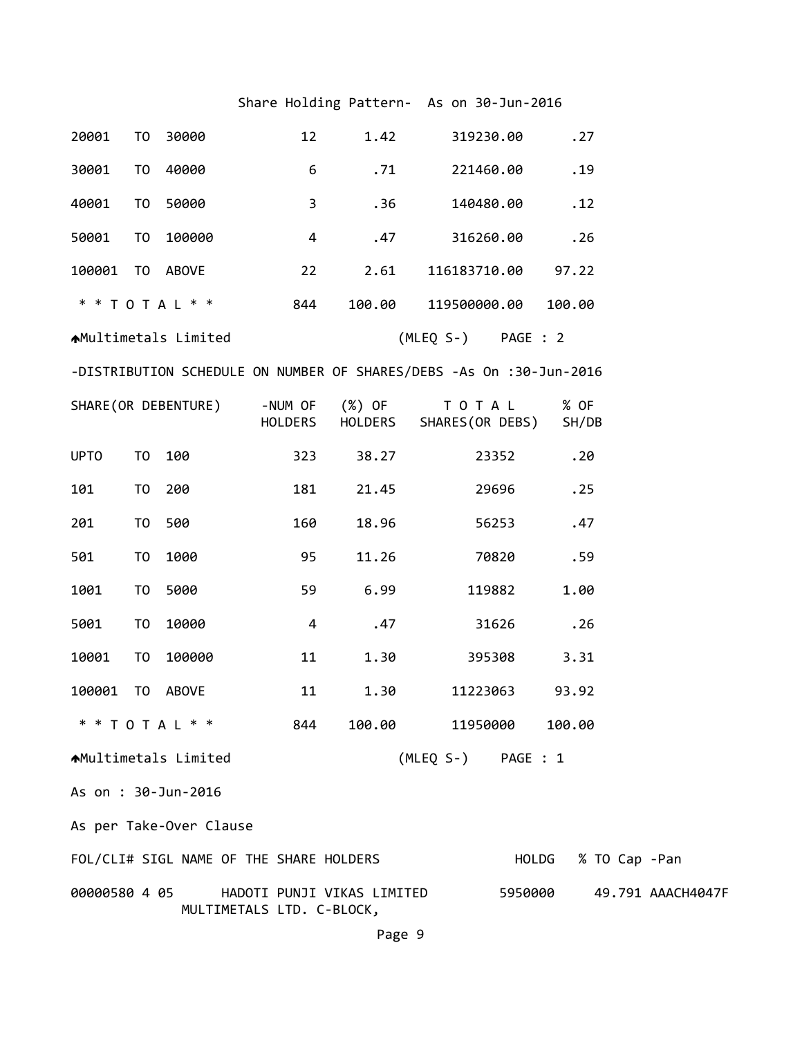Share Holding Pattern-  As on 30-Jun-2016

| | | | | | | |
|---|---|---|---|---|---|---|
| 20001 | TO | 30000 | 12 | 1.42 | 319230.00 | .27 |
| 30001 | TO | 40000 | 6 | .71 | 221460.00 | .19 |
| 40001 | TO | 50000 | 3 | .36 | 140480.00 | .12 |
| 50001 | TO | 100000 | 4 | .47 | 316260.00 | .26 |
| 100001 | TO | ABOVE | 22 | 2.61 | 116183710.00 | 97.22 |
| * * T O T A L * * | | | 844 | 100.00 | 119500000.00 | 100.00 |

Multimetals Limited (MLEQ S-) PAGE : 2

-DISTRIBUTION SCHEDULE ON NUMBER OF SHARES/DEBS -As On :30-Jun-2016

| SHARE(OR DEBENTURE) | | | -NUM OF HOLDERS | (%) OF HOLDERS | T O T A L SHARES(OR DEBS) | % OF SH/DB |
|---|---|---|---|---|---|---|
| UPTO | TO | 100 | 323 | 38.27 | 23352 | .20 |
| 101 | TO | 200 | 181 | 21.45 | 29696 | .25 |
| 201 | TO | 500 | 160 | 18.96 | 56253 | .47 |
| 501 | TO | 1000 | 95 | 11.26 | 70820 | .59 |
| 1001 | TO | 5000 | 59 | 6.99 | 119882 | 1.00 |
| 5001 | TO | 10000 | 4 | .47 | 31626 | .26 |
| 10001 | TO | 100000 | 11 | 1.30 | 395308 | 3.31 |
| 100001 | TO | ABOVE | 11 | 1.30 | 11223063 | 93.92 |
| * * T O T A L * * | | | 844 | 100.00 | 11950000 | 100.00 |

Multimetals Limited (MLEQ S-) PAGE : 1

As on : 30-Jun-2016

As per Take-Over Clause

| FOL/CLI# | SIGL | NAME OF THE SHARE HOLDERS | HOLDG | % TO Cap | -Pan |
|---|---|---|---|---|---|
| 00000580 | 4 05 | HADOTI PUNJI VIKAS LIMITED MULTIMETALS LTD. C-BLOCK, | 5950000 | 49.791 | AAACH4047F |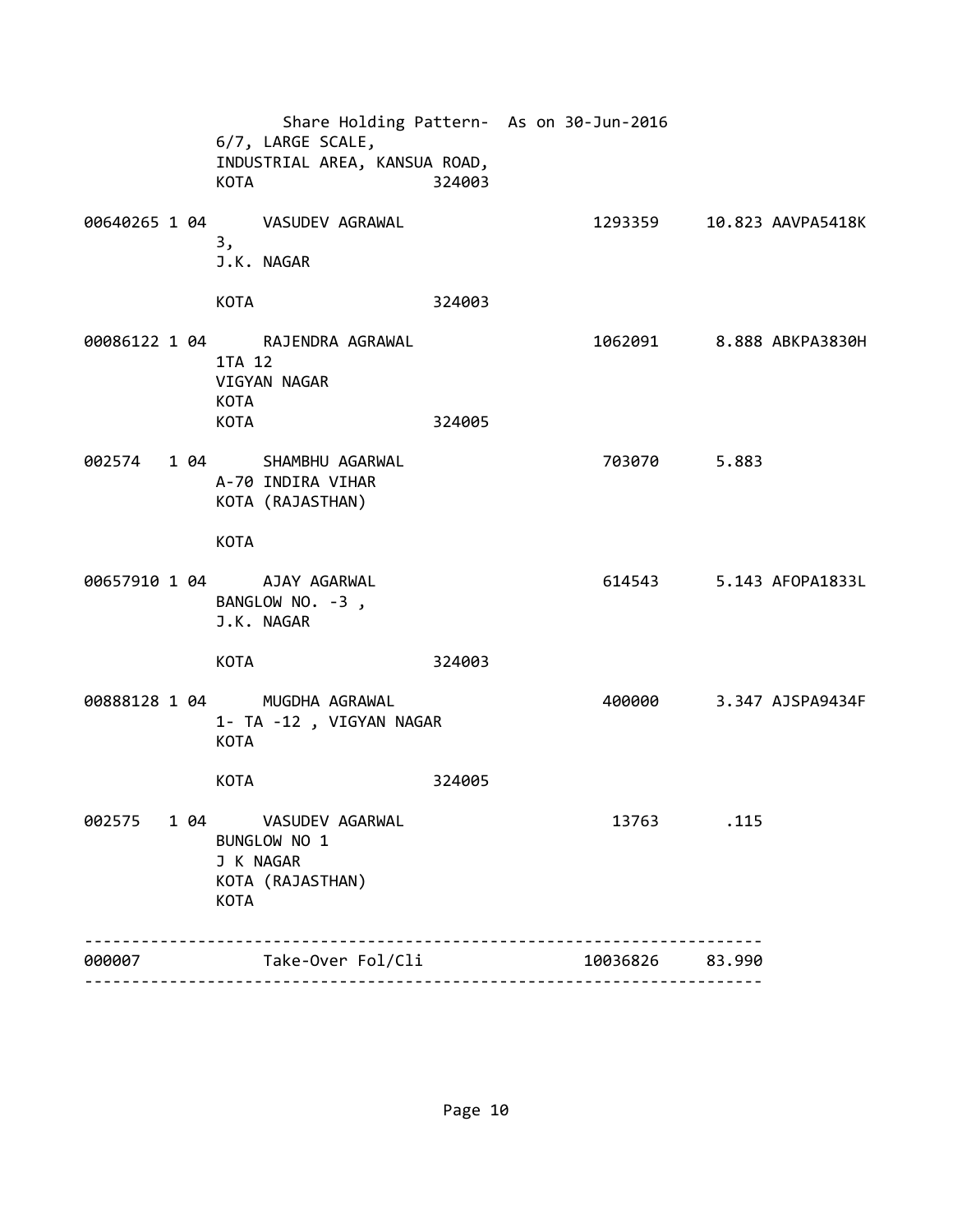Share Holding Pattern- As on 30-Jun-2016

| | | | | | | |
|---|---|---|---|---|---|---|
| | | | 6/7, LARGE SCALE,<br>INDUSTRIAL AREA, KANSUA ROAD,<br>KOTA 324003 | | | |
| 00640265 | 1 | 04 | VASUDEV AGRAWAL<br>3,<br>J.K. NAGAR<br><br>KOTA 324003 | 1293359 | 10.823 | AAVPA5418K |
| 00086122 | 1 | 04 | RAJENDRA AGRAWAL<br>1TA 12<br>VIGYAN NAGAR<br>KOTA<br>KOTA 324005 | 1062091 | 8.888 | ABKPA3830H |
| 002574 | 1 | 04 | SHAMBHU AGARWAL<br>A-70 INDIRA VIHAR<br>KOTA (RAJASTHAN)<br><br>KOTA | 703070 | 5.883 | |
| 00657910 | 1 | 04 | AJAY AGARWAL<br>BANGLOW NO. -3 ,<br>J.K. NAGAR<br><br>KOTA 324003 | 614543 | 5.143 | AFOPA1833L |
| 00888128 | 1 | 04 | MUGDHA AGRAWAL<br>1- TA -12 , VIGYAN NAGAR<br>KOTA<br><br>KOTA 324005 | 400000 | 3.347 | AJSPA9434F |
| 002575 | 1 | 04 | VASUDEV AGARWAL<br>BUNGLOW NO 1<br>J K NAGAR<br>KOTA (RAJASTHAN)<br>KOTA | 13763 | .115 | |
| 000007 | | | Take-Over Fol/Cli | 10036826 | 83.990 | |